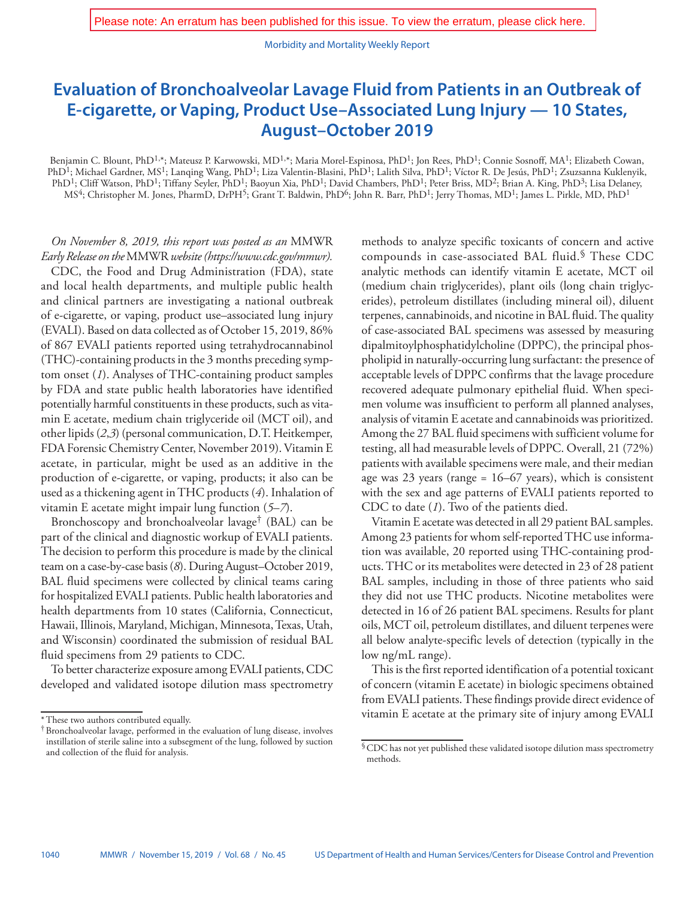Please note: An erratum has been published for this issue. To view the erratum, please click here.

# Evaluation of Bronchoalveolar Lavage Fluid from Patients in an Outbreak of E-cigarette, or Vaping, Product Use–Associated Lung Injury — 10 States, August–October 2019

Benjamin C. Blount, PhD[1,*]; Mateusz P. Karwowski, MD[1,*]; Maria Morel-Espinosa, PhD[1]; Jon Rees, PhD[1]; Connie Sosnoff, MA[1]; Elizabeth Cowan, PhD[1]; Michael Gardner, MS[1]; Lanqing Wang, PhD[1]; Liza Valentin-Blasini, PhD[1]; Lalith Silva, PhD[1]; Víctor R. De Jesús, PhD[1]; Zsuzsanna Kuklenyik, PhD[1]; Cliff Watson, PhD[1]; Tiffany Seyler, PhD[1]; Baoyun Xia, PhD[1]; David Chambers, PhD[1]; Peter Briss, MD[2]; Brian A. King, PhD[3]; Lisa Delaney, MS[4]; Christopher M. Jones, PharmD, DrPH[5]; Grant T. Baldwin, PhD[6]; John R. Barr, PhD[1]; Jerry Thomas, MD[1]; James L. Pirkle, MD, PhD[1]

*On November 8, 2019, this report was posted as an* MMWR *Early Release on the* MMWR *website (https://www.cdc.gov/mmwr).*

CDC, the Food and Drug Administration (FDA), state and local health departments, and multiple public health and clinical partners are investigating a national outbreak of e-cigarette, or vaping, product use–associated lung injury (EVALI). Based on data collected as of October 15, 2019, 86% of 867 EVALI patients reported using tetrahydrocannabinol (THC)-containing products in the 3 months preceding symptom onset (*1*). Analyses of THC-containing product samples by FDA and state public health laboratories have identified potentially harmful constituents in these products, such as vitamin E acetate, medium chain triglyceride oil (MCT oil), and other lipids (*2*,*3*) (personal communication, D.T. Heitkemper, FDA Forensic Chemistry Center, November 2019). Vitamin E acetate, in particular, might be used as an additive in the production of e-cigarette, or vaping, products; it also can be used as a thickening agent in THC products (*4*). Inhalation of vitamin E acetate might impair lung function (*5*–*7*).

Bronchoscopy and bronchoalveolar lavage[†] (BAL) can be part of the clinical and diagnostic workup of EVALI patients. The decision to perform this procedure is made by the clinical team on a case-by-case basis (*8*). During August–October 2019, BAL fluid specimens were collected by clinical teams caring for hospitalized EVALI patients. Public health laboratories and health departments from 10 states (California, Connecticut, Hawaii, Illinois, Maryland, Michigan, Minnesota, Texas, Utah, and Wisconsin) coordinated the submission of residual BAL fluid specimens from 29 patients to CDC.

To better characterize exposure among EVALI patients, CDC developed and validated isotope dilution mass spectrometry methods to analyze specific toxicants of concern and active compounds in case-associated BAL fluid.[§] These CDC analytic methods can identify vitamin E acetate, MCT oil (medium chain triglycerides), plant oils (long chain triglycerides), petroleum distillates (including mineral oil), diluent terpenes, cannabinoids, and nicotine in BAL fluid. The quality of case-associated BAL specimens was assessed by measuring dipalmitoylphosphatidylcholine (DPPC), the principal phospholipid in naturally-occurring lung surfactant: the presence of acceptable levels of DPPC confirms that the lavage procedure recovered adequate pulmonary epithelial fluid. When specimen volume was insufficient to perform all planned analyses, analysis of vitamin E acetate and cannabinoids was prioritized. Among the 27 BAL fluid specimens with sufficient volume for testing, all had measurable levels of DPPC. Overall, 21 (72%) patients with available specimens were male, and their median age was 23 years (range = 16–67 years), which is consistent with the sex and age patterns of EVALI patients reported to CDC to date (*1*). Two of the patients died.

Vitamin E acetate was detected in all 29 patient BAL samples. Among 23 patients for whom self-reported THC use information was available, 20 reported using THC-containing products. THC or its metabolites were detected in 23 of 28 patient BAL samples, including in those of three patients who said they did not use THC products. Nicotine metabolites were detected in 16 of 26 patient BAL specimens. Results for plant oils, MCT oil, petroleum distillates, and diluent terpenes were all below analyte-specific levels of detection (typically in the low ng/mL range).

This is the first reported identification of a potential toxicant of concern (vitamin E acetate) in biologic specimens obtained from EVALI patients. These findings provide direct evidence of vitamin E acetate at the primary site of injury among EVALI

\* These two authors contributed equally.

† Bronchoalveolar lavage, performed in the evaluation of lung disease, involves instillation of sterile saline into a subsegment of the lung, followed by suction and collection of the fluid for analysis.

§ CDC has not yet published these validated isotope dilution mass spectrometry methods.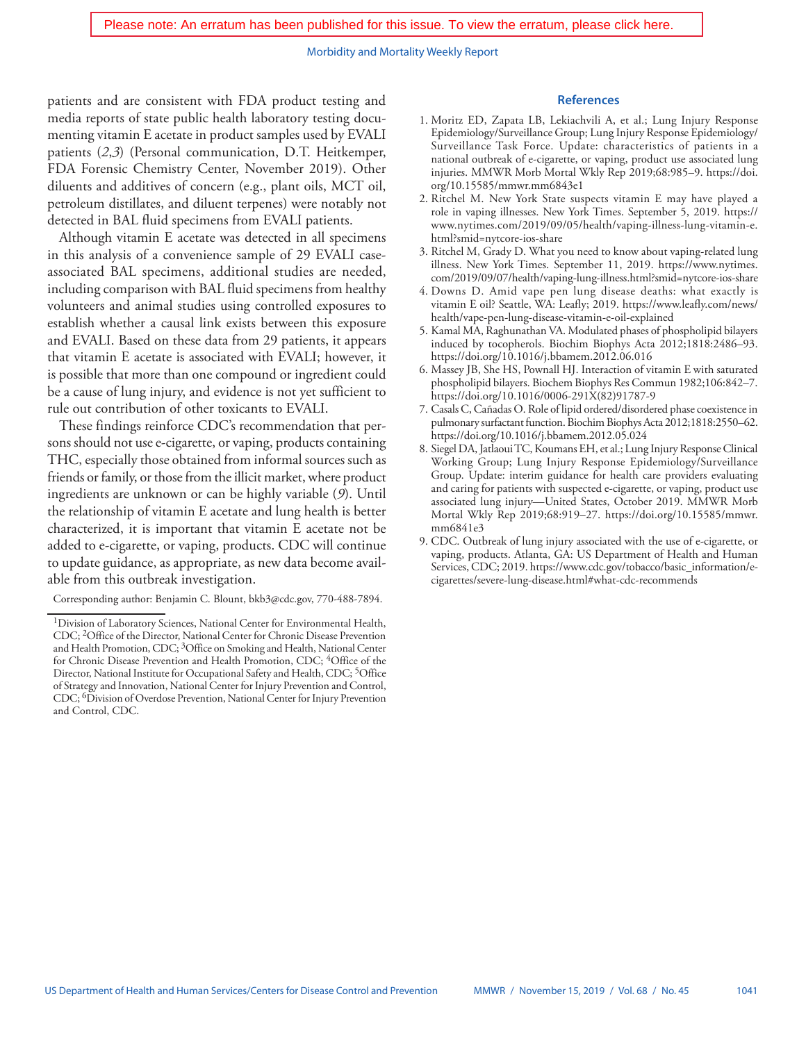Please note: An erratum has been published for this issue. To view the erratum, please click here.

patients and are consistent with FDA product testing and media reports of state public health laboratory testing documenting vitamin E acetate in product samples used by EVALI patients (*2*,*3*) (Personal communication, D.T. Heitkemper, FDA Forensic Chemistry Center, November 2019). Other diluents and additives of concern (e.g., plant oils, MCT oil, petroleum distillates, and diluent terpenes) were notably not detected in BAL fluid specimens from EVALI patients.

Although vitamin E acetate was detected in all specimens in this analysis of a convenience sample of 29 EVALI case-associated BAL specimens, additional studies are needed, including comparison with BAL fluid specimens from healthy volunteers and animal studies using controlled exposures to establish whether a causal link exists between this exposure and EVALI. Based on these data from 29 patients, it appears that vitamin E acetate is associated with EVALI; however, it is possible that more than one compound or ingredient could be a cause of lung injury, and evidence is not yet sufficient to rule out contribution of other toxicants to EVALI.

These findings reinforce CDC's recommendation that persons should not use e-cigarette, or vaping, products containing THC, especially those obtained from informal sources such as friends or family, or those from the illicit market, where product ingredients are unknown or can be highly variable (*9*). Until the relationship of vitamin E acetate and lung health is better characterized, it is important that vitamin E acetate not be added to e-cigarette, or vaping, products. CDC will continue to update guidance, as appropriate, as new data become available from this outbreak investigation.

Corresponding author: Benjamin C. Blount, bkb3@cdc.gov, 770-488-7894.

---

[1]Division of Laboratory Sciences, National Center for Environmental Health, CDC; [2]Office of the Director, National Center for Chronic Disease Prevention and Health Promotion, CDC; [3]Office on Smoking and Health, National Center for Chronic Disease Prevention and Health Promotion, CDC; [4]Office of the Director, National Institute for Occupational Safety and Health, CDC; [5]Office of Strategy and Innovation, National Center for Injury Prevention and Control, CDC; [6]Division of Overdose Prevention, National Center for Injury Prevention and Control, CDC.

## References

1. Moritz ED, Zapata LB, Lekiachvili A, et al.; Lung Injury Response Epidemiology/Surveillance Group; Lung Injury Response Epidemiology/Surveillance Task Force. Update: characteristics of patients in a national outbreak of e-cigarette, or vaping, product use associated lung injuries. MMWR Morb Mortal Wkly Rep 2019;68:985–9. https://doi.org/10.15585/mmwr.mm6843e1
2. Ritchel M. New York State suspects vitamin E may have played a role in vaping illnesses. New York Times. September 5, 2019. https://www.nytimes.com/2019/09/05/health/vaping-illness-lung-vitamin-e.html?smid=nytcore-ios-share
3. Ritchel M, Grady D. What you need to know about vaping-related lung illness. New York Times. September 11, 2019. https://www.nytimes.com/2019/09/07/health/vaping-lung-illness.html?smid=nytcore-ios-share
4. Downs D. Amid vape pen lung disease deaths: what exactly is vitamin E oil? Seattle, WA: Leafly; 2019. https://www.leafly.com/news/health/vape-pen-lung-disease-vitamin-e-oil-explained
5. Kamal MA, Raghunathan VA. Modulated phases of phospholipid bilayers induced by tocopherols. Biochim Biophys Acta 2012;1818:2486–93. https://doi.org/10.1016/j.bbamem.2012.06.016
6. Massey JB, She HS, Pownall HJ. Interaction of vitamin E with saturated phospholipid bilayers. Biochem Biophys Res Commun 1982;106:842–7. https://doi.org/10.1016/0006-291X(82)91787-9
7. Casals C, Cañadas O. Role of lipid ordered/disordered phase coexistence in pulmonary surfactant function. Biochim Biophys Acta 2012;1818:2550–62. https://doi.org/10.1016/j.bbamem.2012.05.024
8. Siegel DA, Jatlaoui TC, Koumans EH, et al.; Lung Injury Response Clinical Working Group; Lung Injury Response Epidemiology/Surveillance Group. Update: interim guidance for health care providers evaluating and caring for patients with suspected e-cigarette, or vaping, product use associated lung injury—United States, October 2019. MMWR Morb Mortal Wkly Rep 2019;68:919–27. https://doi.org/10.15585/mmwr.mm6841e3
9. CDC. Outbreak of lung injury associated with the use of e-cigarette, or vaping, products. Atlanta, GA: US Department of Health and Human Services, CDC; 2019. https://www.cdc.gov/tobacco/basic_information/e-cigarettes/severe-lung-disease.html#what-cdc-recommends